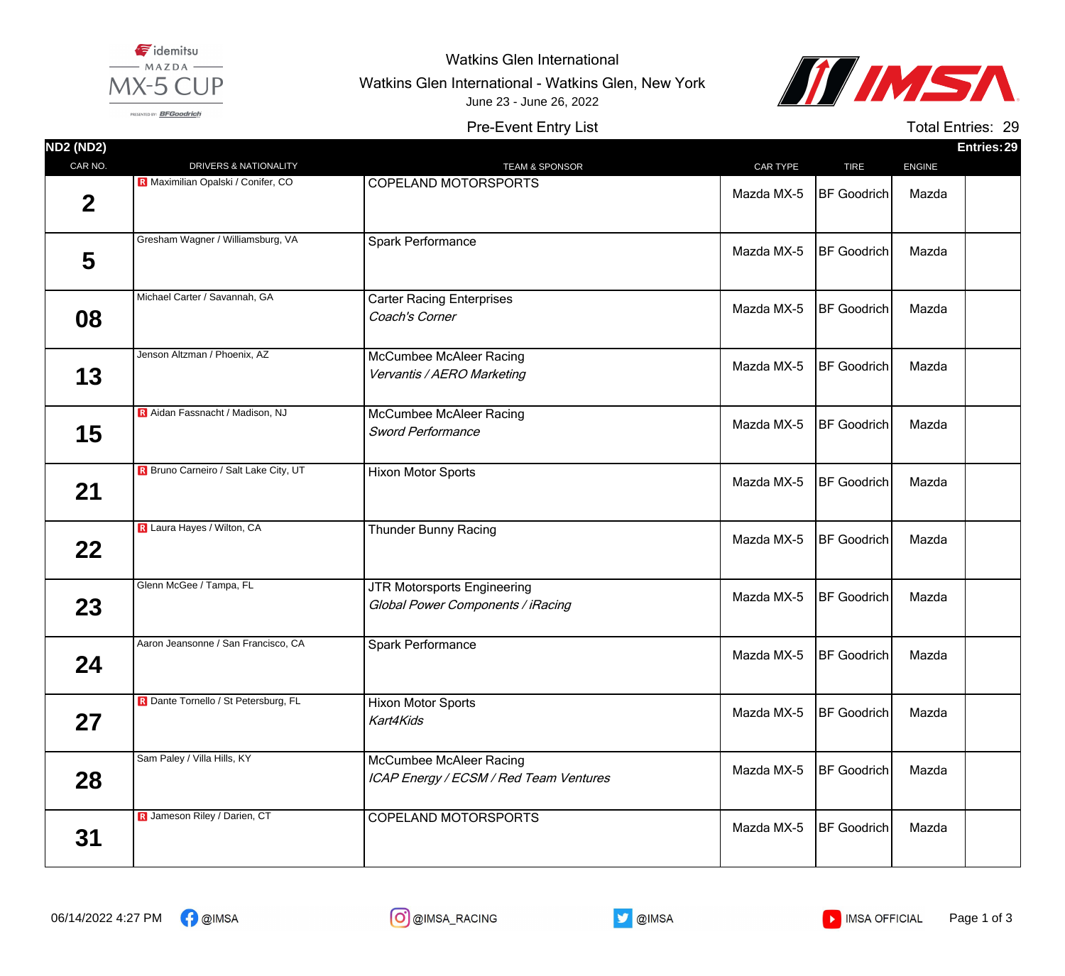Watkins Glen International

Watkins Glen International - Watkins Glen, New York

June 23 - June 26, 2022

Pre-Event Entry List

Total Entries: 29

**ND2 (ND2)** Entries: 29

| CAR NO. | DRIVERS & NATIONALITY | TEAM & SPONSOR | CAR TYPE | TIRE | ENGINE | |
|---|---|---|---|---|---|---|
| 2 | R Maximilian Opalski / Conifer, CO | COPELAND MOTORSPORTS | Mazda MX-5 | BF Goodrich | Mazda | |
| 5 | Gresham Wagner / Williamsburg, VA | Spark Performance | Mazda MX-5 | BF Goodrich | Mazda | |
| 08 | Michael Carter / Savannah, GA | Carter Racing Enterprises *Coach's Corner* | Mazda MX-5 | BF Goodrich | Mazda | |
| 13 | Jenson Altzman / Phoenix, AZ | McCumbee McAleer Racing *Vervantis / AERO Marketing* | Mazda MX-5 | BF Goodrich | Mazda | |
| 15 | R Aidan Fassnacht / Madison, NJ | McCumbee McAleer Racing *Sword Performance* | Mazda MX-5 | BF Goodrich | Mazda | |
| 21 | R Bruno Carneiro / Salt Lake City, UT | Hixon Motor Sports | Mazda MX-5 | BF Goodrich | Mazda | |
| 22 | R Laura Hayes / Wilton, CA | Thunder Bunny Racing | Mazda MX-5 | BF Goodrich | Mazda | |
| 23 | Glenn McGee / Tampa, FL | JTR Motorsports Engineering *Global Power Components / iRacing* | Mazda MX-5 | BF Goodrich | Mazda | |
| 24 | Aaron Jeansonne / San Francisco, CA | Spark Performance | Mazda MX-5 | BF Goodrich | Mazda | |
| 27 | R Dante Tornello / St Petersburg, FL | Hixon Motor Sports *Kart4Kids* | Mazda MX-5 | BF Goodrich | Mazda | |
| 28 | Sam Paley / Villa Hills, KY | McCumbee McAleer Racing *ICAP Energy / ECSM / Red Team Ventures* | Mazda MX-5 | BF Goodrich | Mazda | |
| 31 | R Jameson Riley / Darien, CT | COPELAND MOTORSPORTS | Mazda MX-5 | BF Goodrich | Mazda | |

06/14/2022 4:27 PM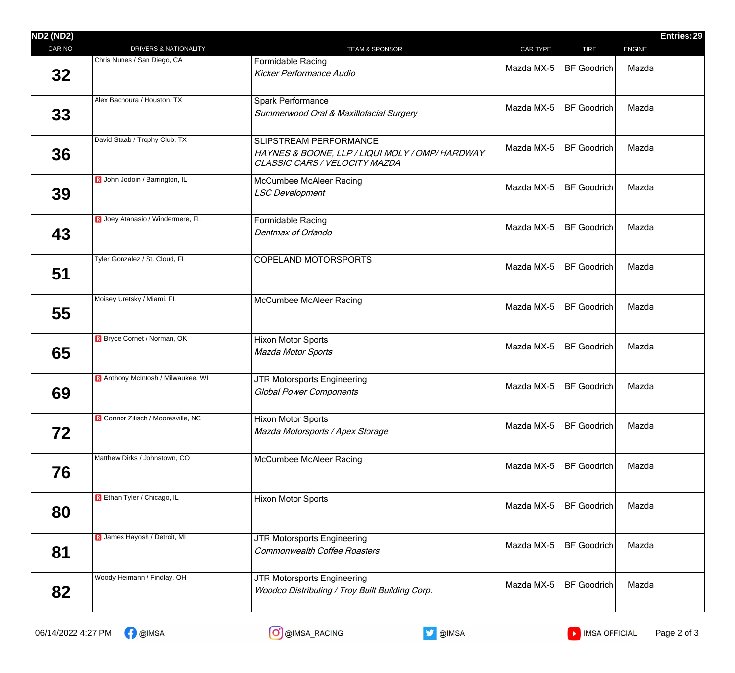**ND2 (ND2)** **Entries: 29**

| CAR NO. | DRIVERS & NATIONALITY | TEAM & SPONSOR | CAR TYPE | TIRE | ENGINE | |
|---|---|---|---|---|---|---|
| 32 | Chris Nunes / San Diego, CA | Formidable Racing *Kicker Performance Audio* | Mazda MX-5 | BF Goodrich | Mazda | |
| 33 | Alex Bachoura / Houston, TX | Spark Performance *Summerwood Oral & Maxillofacial Surgery* | Mazda MX-5 | BF Goodrich | Mazda | |
| 36 | David Staab / Trophy Club, TX | SLIPSTREAM PERFORMANCE *HAYNES & BOONE, LLP / LIQUI MOLY / OMP/ HARDWAY CLASSIC CARS / VELOCITY MAZDA* | Mazda MX-5 | BF Goodrich | Mazda | |
| 39 | R John Jodoin / Barrington, IL | McCumbee McAleer Racing *LSC Development* | Mazda MX-5 | BF Goodrich | Mazda | |
| 43 | R Joey Atanasio / Windermere, FL | Formidable Racing *Dentmax of Orlando* | Mazda MX-5 | BF Goodrich | Mazda | |
| 51 | Tyler Gonzalez / St. Cloud, FL | COPELAND MOTORSPORTS | Mazda MX-5 | BF Goodrich | Mazda | |
| 55 | Moisey Uretsky / Miami, FL | McCumbee McAleer Racing | Mazda MX-5 | BF Goodrich | Mazda | |
| 65 | R Bryce Cornet / Norman, OK | Hixon Motor Sports *Mazda Motor Sports* | Mazda MX-5 | BF Goodrich | Mazda | |
| 69 | R Anthony McIntosh / Milwaukee, WI | JTR Motorsports Engineering *Global Power Components* | Mazda MX-5 | BF Goodrich | Mazda | |
| 72 | R Connor Zilisch / Mooresville, NC | Hixon Motor Sports *Mazda Motorsports / Apex Storage* | Mazda MX-5 | BF Goodrich | Mazda | |
| 76 | Matthew Dirks / Johnstown, CO | McCumbee McAleer Racing | Mazda MX-5 | BF Goodrich | Mazda | |
| 80 | R Ethan Tyler / Chicago, IL | Hixon Motor Sports | Mazda MX-5 | BF Goodrich | Mazda | |
| 81 | R James Hayosh / Detroit, MI | JTR Motorsports Engineering *Commonwealth Coffee Roasters* | Mazda MX-5 | BF Goodrich | Mazda | |
| 82 | Woody Heimann / Findlay, OH | JTR Motorsports Engineering *Woodco Distributing / Troy Built Building Corp.* | Mazda MX-5 | BF Goodrich | Mazda | |

06/14/2022 4:27 PM @IMSA @IMSA_RACING @IMSA IMSA OFFICIAL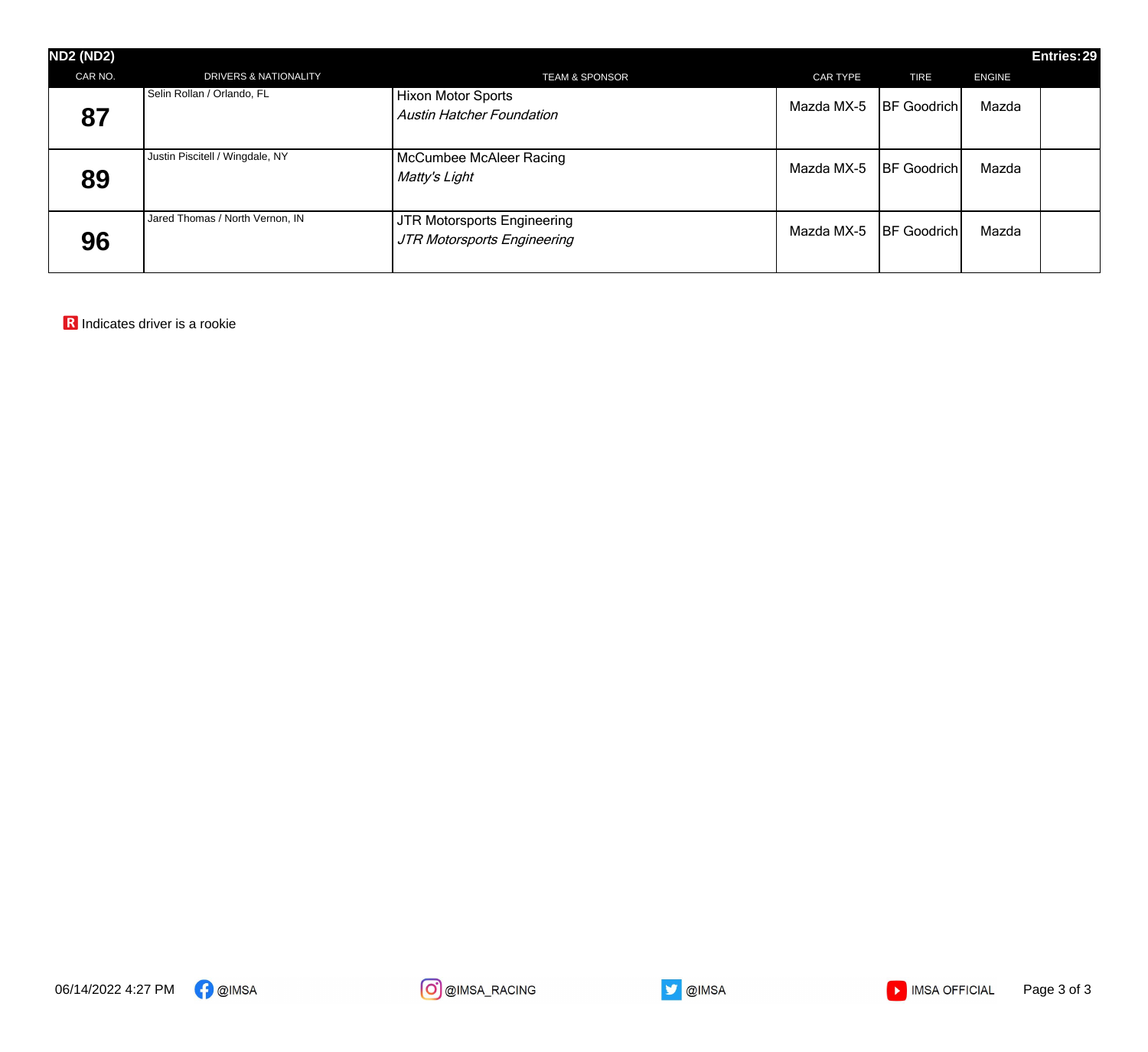**ND2 (ND2)** **Entries: 29**

| CAR NO. | DRIVERS & NATIONALITY | TEAM & SPONSOR | CAR TYPE | TIRE | ENGINE | |
|---|---|---|---|---|---|---|
| **87** | Selin Rollan / Orlando, FL | Hixon Motor Sports<br>*Austin Hatcher Foundation* | Mazda MX-5 | BF Goodrich | Mazda | |
| **89** | Justin Piscitell / Wingdale, NY | McCumbee McAleer Racing<br>*Matty's Light* | Mazda MX-5 | BF Goodrich | Mazda | |
| **96** | Jared Thomas / North Vernon, IN | JTR Motorsports Engineering<br>*JTR Motorsports Engineering* | Mazda MX-5 | BF Goodrich | Mazda | |

R Indicates driver is a rookie

06/14/2022 4:27 PM @IMSA @IMSA_RACING @IMSA IMSA OFFICIAL